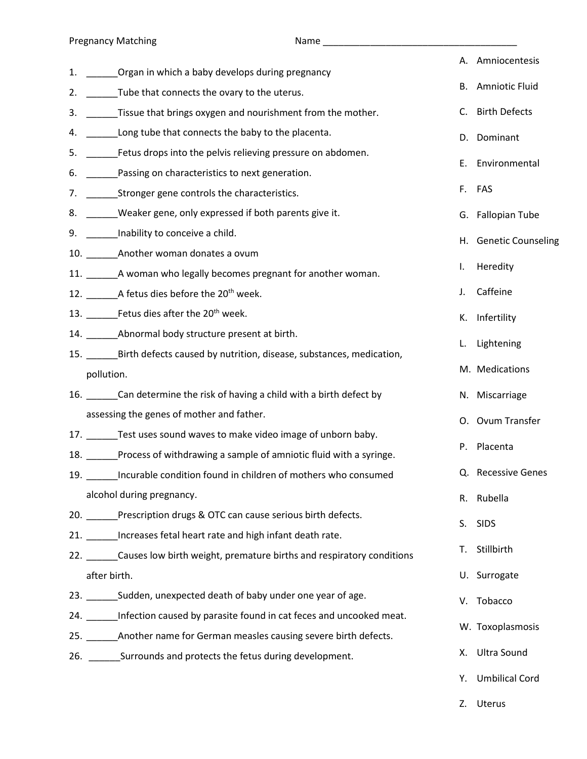Pregnancy Matching                                Name ______________________________________

1. ______Organ in which a baby develops during pregnancy
2. ______Tube that connects the ovary to the uterus.
3. ______Tissue that brings oxygen and nourishment from the mother.
4. ______Long tube that connects the baby to the placenta.
5. ______Fetus drops into the pelvis relieving pressure on abdomen.
6. ______Passing on characteristics to next generation.
7. ______Stronger gene controls the characteristics.
8. ______Weaker gene, only expressed if both parents give it.
9. ______Inability to conceive a child.
10. ______Another woman donates a ovum
11. ______A woman who legally becomes pregnant for another woman.
12. ______A fetus dies before the 20th week.
13. ______Fetus dies after the 20th week.
14. ______Abnormal body structure present at birth.
15. ______Birth defects caused by nutrition, disease, substances, medication, pollution.
16. ______Can determine the risk of having a child with a birth defect by assessing the genes of mother and father.
17. ______Test uses sound waves to make video image of unborn baby.
18. ______Process of withdrawing a sample of amniotic fluid with a syringe.
19. ______Incurable condition found in children of mothers who consumed alcohol during pregnancy.
20. ______Prescription drugs & OTC can cause serious birth defects.
21. ______Increases fetal heart rate and high infant death rate.
22. ______Causes low birth weight, premature births and respiratory conditions after birth.
23. ______Sudden, unexpected death of baby under one year of age.
24. ______Infection caused by parasite found in cat feces and uncooked meat.
25. ______Another name for German measles causing severe birth defects.
26. ______Surrounds and protects the fetus during development.

A. Amniocentesis
B. Amniotic Fluid
C. Birth Defects
D. Dominant
E. Environmental
F. FAS
G. Fallopian Tube
H. Genetic Counseling
I. Heredity
J. Caffeine
K. Infertility
L. Lightening
M. Medications
N. Miscarriage
O. Ovum Transfer
P. Placenta
Q. Recessive Genes
R. Rubella
S. SIDS
T. Stillbirth
U. Surrogate
V. Tobacco
W. Toxoplasmosis
X. Ultra Sound
Y. Umbilical Cord
Z. Uterus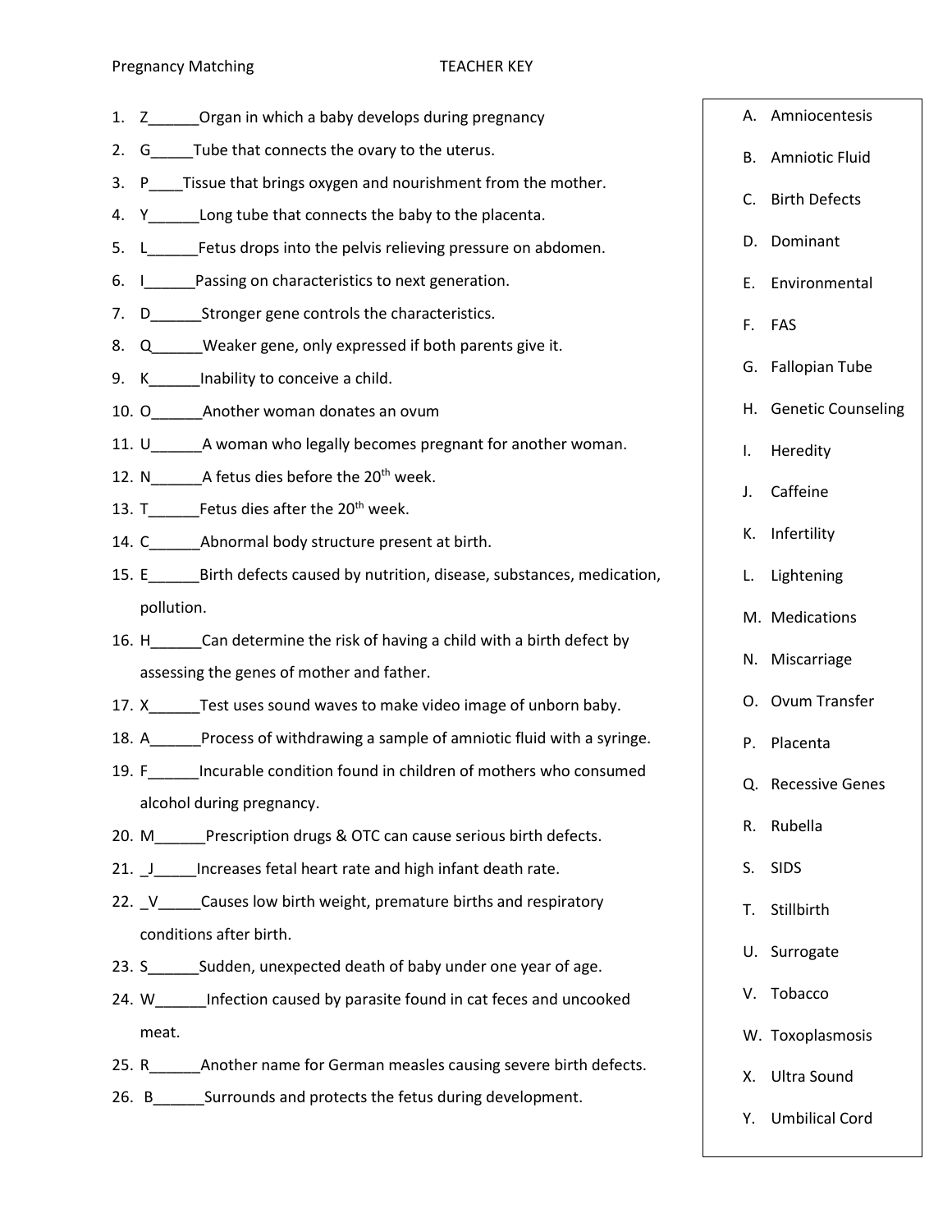Pregnancy Matching TEACHER KEY

1. Z______Organ in which a baby develops during pregnancy
2. G_____Tube that connects the ovary to the uterus.
3. P____Tissue that brings oxygen and nourishment from the mother.
4. Y______Long tube that connects the baby to the placenta.
5. L______Fetus drops into the pelvis relieving pressure on abdomen.
6. I______Passing on characteristics to next generation.
7. D______Stronger gene controls the characteristics.
8. Q______Weaker gene, only expressed if both parents give it.
9. K______Inability to conceive a child.
10. O______Another woman donates an ovum
11. U______A woman who legally becomes pregnant for another woman.
12. N______A fetus dies before the 20th week.
13. T______Fetus dies after the 20th week.
14. C______Abnormal body structure present at birth.
15. E______Birth defects caused by nutrition, disease, substances, medication, pollution.
16. H______Can determine the risk of having a child with a birth defect by assessing the genes of mother and father.
17. X______Test uses sound waves to make video image of unborn baby.
18. A______Process of withdrawing a sample of amniotic fluid with a syringe.
19. F______Incurable condition found in children of mothers who consumed alcohol during pregnancy.
20. M______Prescription drugs & OTC can cause serious birth defects.
21. _J_____Increases fetal heart rate and high infant death rate.
22. _V_____Causes low birth weight, premature births and respiratory conditions after birth.
23. S______Sudden, unexpected death of baby under one year of age.
24. W______Infection caused by parasite found in cat feces and uncooked meat.
25. R______Another name for German measles causing severe birth defects.
26. B______Surrounds and protects the fetus during development.

A. Amniocentesis
B. Amniotic Fluid
C. Birth Defects
D. Dominant
E. Environmental
F. FAS
G. Fallopian Tube
H. Genetic Counseling
I. Heredity
J. Caffeine
K. Infertility
L. Lightening
M. Medications
N. Miscarriage
O. Ovum Transfer
P. Placenta
Q. Recessive Genes
R. Rubella
S. SIDS
T. Stillbirth
U. Surrogate
V. Tobacco
W. Toxoplasmosis
X. Ultra Sound
Y. Umbilical Cord